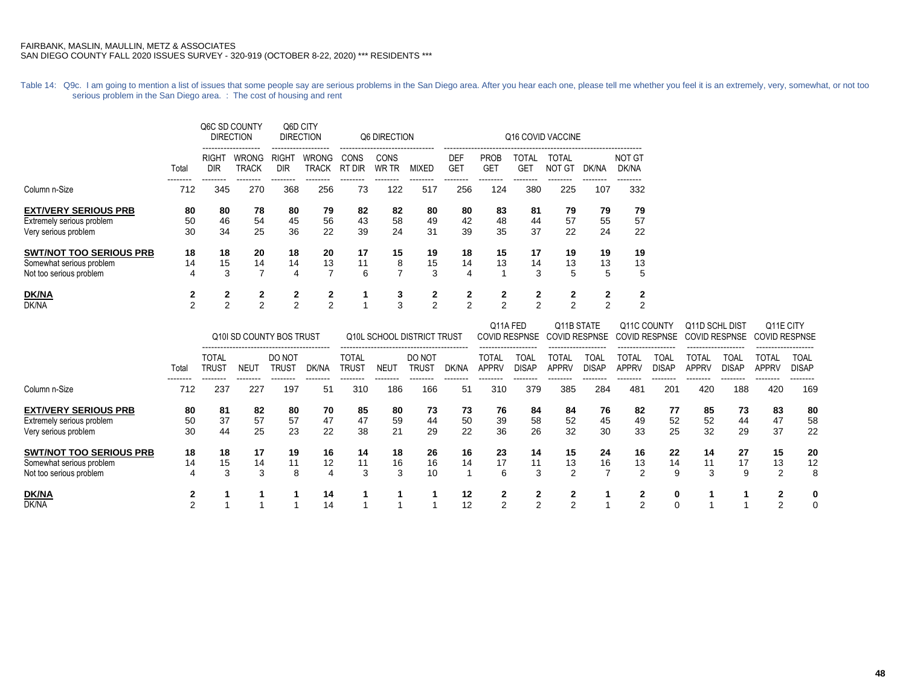FAIRBANK, MASLIN, MAULLIN, METZ & ASSOCIATES
SAN DIEGO COUNTY FALL 2020 ISSUES SURVEY - 320-919 (OCTOBER 8-22, 2020) *** RESIDENTS ***

Table 14: Q9c. I am going to mention a list of issues that some people say are serious problems in the San Diego area. After you hear each one, please tell me whether you feel it is an extremely, very, somewhat, or not too serious problem in the San Diego area. : The cost of housing and rent

| | | Q6C SD COUNTY DIRECTION | | Q6D CITY DIRECTION | | Q6 DIRECTION | | | Q16 COVID VACCINE | | | | | |
|---|---|---|---|---|---|---|---|---|---|---|---|---|---|---|
| | Total | RIGHT DIR | WRONG TRACK | RIGHT DIR | WRONG TRACK | CONS RT DIR | CONS WR TR | MIXED | DEF GET | PROB GET | TOTAL GET | TOTAL NOT GT | DK/NA | NOT GT DK/NA |
| Column n-Size | 712 | 345 | 270 | 368 | 256 | 73 | 122 | 517 | 256 | 124 | 380 | 225 | 107 | 332 |
| **EXT/VERY SERIOUS PRB** | **80** | **80** | **78** | **80** | **79** | **82** | **82** | **80** | **80** | **83** | **81** | **79** | **79** | **79** |
| Extremely serious problem | 50 | 46 | 54 | 45 | 56 | 43 | 58 | 49 | 42 | 48 | 44 | 57 | 55 | 57 |
| Very serious problem | 30 | 34 | 25 | 36 | 22 | 39 | 24 | 31 | 39 | 35 | 37 | 22 | 24 | 22 |
| **SWT/NOT TOO SERIOUS PRB** | **18** | **18** | **20** | **18** | **20** | **17** | **15** | **19** | **18** | **15** | **17** | **19** | **19** | **19** |
| Somewhat serious problem | 14 | 15 | 14 | 14 | 13 | 11 | 8 | 15 | 14 | 13 | 14 | 13 | 13 | 13 |
| Not too serious problem | 4 | 3 | 7 | 4 | 7 | 6 | 7 | 3 | 4 | 1 | 3 | 5 | 5 | 5 |
| **DK/NA** | **2** | **2** | **2** | **2** | **2** | **1** | **3** | **2** | **2** | **2** | **2** | **2** | **2** | **2** |
| DK/NA | 2 | 2 | 2 | 2 | 2 | 1 | 3 | 2 | 2 | 2 | 2 | 2 | 2 | 2 |

| | | Q10I SD COUNTY BOS TRUST | | | | Q10L SCHOOL DISTRICT TRUST | | | | Q11A FED COVID RESPSNE | | Q11B STATE COVID RESPSNE | | Q11C COUNTY COVID RESPSNE | | Q11D SCHL DIST COVID RESPSNE | | Q11E CITY COVID RESPSNE | |
|---|---|---|---|---|---|---|---|---|---|---|---|---|---|---|---|---|---|---|---|
| | Total | TOTAL TRUST | NEUT | DO NOT TRUST | DK/NA | TOTAL TRUST | NEUT | DO NOT TRUST | DK/NA | TOTAL APPRV | TOAL DISAP | TOTAL APPRV | TOAL DISAP | TOTAL APPRV | TOAL DISAP | TOTAL APPRV | TOAL DISAP | TOTAL APPRV | TOAL DISAP |
| Column n-Size | 712 | 237 | 227 | 197 | 51 | 310 | 186 | 166 | 51 | 310 | 379 | 385 | 284 | 481 | 201 | 420 | 188 | 420 | 169 |
| **EXT/VERY SERIOUS PRB** | **80** | **81** | **82** | **80** | **70** | **85** | **80** | **73** | **73** | **76** | **84** | **84** | **76** | **82** | **77** | **85** | **73** | **83** | **80** |
| Extremely serious problem | 50 | 37 | 57 | 57 | 47 | 47 | 59 | 44 | 50 | 39 | 58 | 52 | 45 | 49 | 52 | 52 | 44 | 47 | 58 |
| Very serious problem | 30 | 44 | 25 | 23 | 22 | 38 | 21 | 29 | 22 | 36 | 26 | 32 | 30 | 33 | 25 | 32 | 29 | 37 | 22 |
| **SWT/NOT TOO SERIOUS PRB** | **18** | **18** | **17** | **19** | **16** | **14** | **18** | **26** | **16** | **23** | **14** | **15** | **24** | **16** | **22** | **14** | **27** | **15** | **20** |
| Somewhat serious problem | 14 | 15 | 14 | 11 | 12 | 11 | 16 | 16 | 14 | 17 | 11 | 13 | 16 | 13 | 14 | 11 | 17 | 13 | 12 |
| Not too serious problem | 4 | 3 | 3 | 8 | 4 | 3 | 3 | 10 | 1 | 6 | 3 | 2 | 7 | 2 | 9 | 3 | 9 | 2 | 8 |
| **DK/NA** | **2** | **1** | **1** | **1** | **14** | **1** | **1** | **1** | **12** | **2** | **2** | **2** | **1** | **2** | **0** | **1** | **1** | **2** | **0** |
| DK/NA | 2 | 1 | 1 | 1 | 14 | 1 | 1 | 1 | 12 | 2 | 2 | 2 | 1 | 2 | 0 | 1 | 1 | 2 | 0 |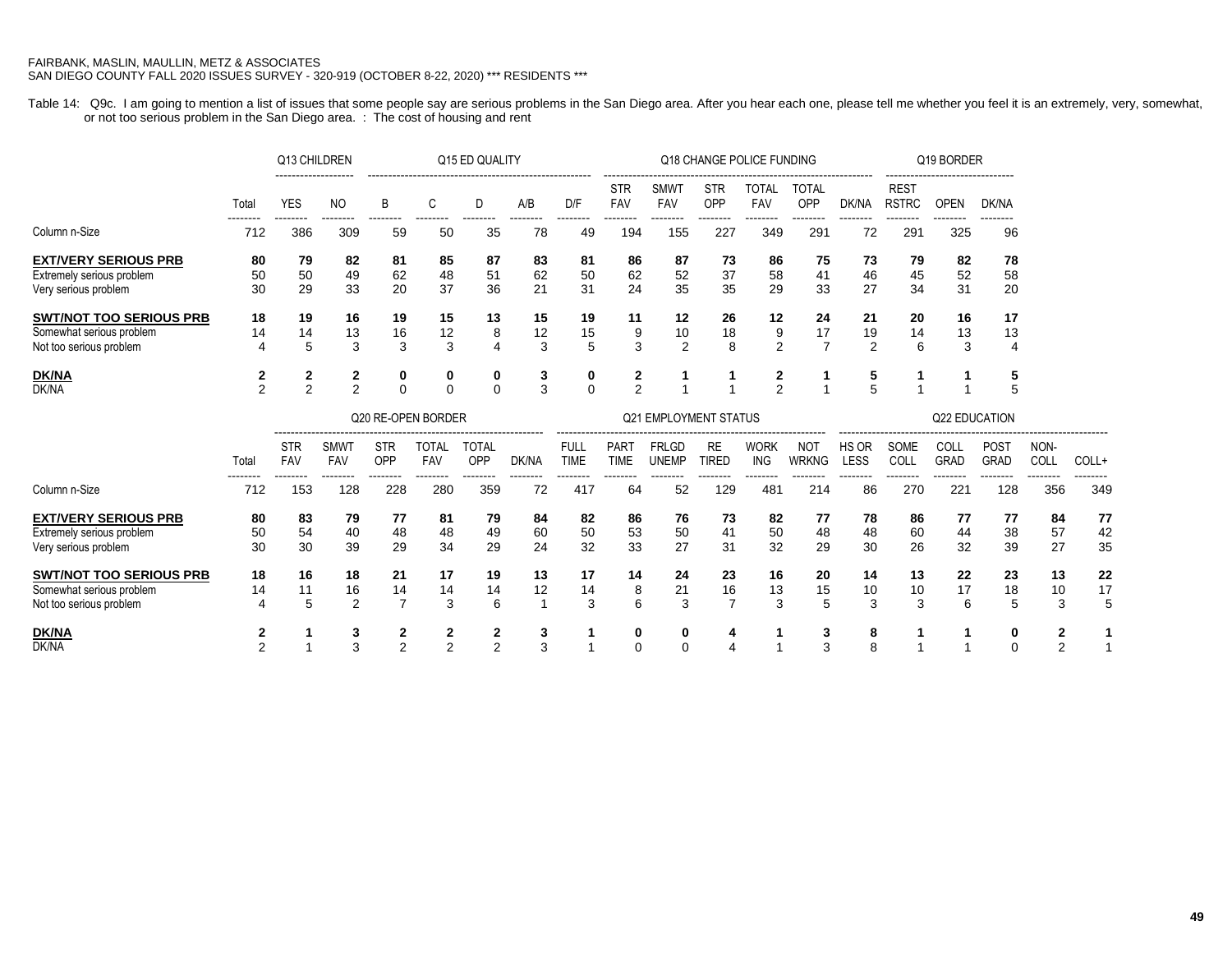FAIRBANK, MASLIN, MAULLIN, METZ & ASSOCIATES
SAN DIEGO COUNTY FALL 2020 ISSUES SURVEY - 320-919 (OCTOBER 8-22, 2020) *** RESIDENTS ***

Table 14: Q9c. I am going to mention a list of issues that some people say are serious problems in the San Diego area. After you hear each one, please tell me whether you feel it is an extremely, very, somewhat, or not too serious problem in the San Diego area. : The cost of housing and rent

| | | Q13 CHILDREN | | Q15 ED QUALITY | | | | | Q18 CHANGE POLICE FUNDING | | | | | | Q19 BORDER | | |
|---|---|---|---|---|---|---|---|---|---|---|---|---|---|---|---|---|---|
| | Total | YES | NO | B | C | D | A/B | D/F | STR FAV | SMWT FAV | STR OPP | TOTAL FAV | TOTAL OPP | DK/NA | REST RSTRC | OPEN | DK/NA |
| Column n-Size | 712 | 386 | 309 | 59 | 50 | 35 | 78 | 49 | 194 | 155 | 227 | 349 | 291 | 72 | 291 | 325 | 96 |
| **EXT/VERY SERIOUS PRB** | **80** | **79** | **82** | **81** | **85** | **87** | **83** | **81** | **86** | **87** | **73** | **86** | **75** | **73** | **79** | **82** | **78** |
| Extremely serious problem | 50 | 50 | 49 | 62 | 48 | 51 | 62 | 50 | 62 | 52 | 37 | 58 | 41 | 46 | 45 | 52 | 58 |
| Very serious problem | 30 | 29 | 33 | 20 | 37 | 36 | 21 | 31 | 24 | 35 | 35 | 29 | 33 | 27 | 34 | 31 | 20 |
| **SWT/NOT TOO SERIOUS PRB** | **18** | **19** | **16** | **19** | **15** | **13** | **15** | **19** | **11** | **12** | **26** | **12** | **24** | **21** | **20** | **16** | **17** |
| Somewhat serious problem | 14 | 14 | 13 | 16 | 12 | 8 | 12 | 15 | 9 | 10 | 18 | 9 | 17 | 19 | 14 | 13 | 13 |
| Not too serious problem | 4 | 5 | 3 | 3 | 3 | 4 | 3 | 5 | 3 | 2 | 8 | 2 | 7 | 2 | 6 | 3 | 4 |
| **DK/NA** | **2** | **2** | **2** | **0** | **0** | **0** | **3** | **0** | **2** | **1** | **1** | **2** | **1** | **5** | **1** | **1** | **5** |
| DK/NA | 2 | 2 | 2 | 0 | 0 | 0 | 3 | 0 | 2 | 1 | 1 | 2 | 1 | 5 | 1 | 1 | 5 |

| | | Q20 RE-OPEN BORDER | | | | | | Q21 EMPLOYMENT STATUS | | | | | | Q22 EDUCATION | | | | | |
|---|---|---|---|---|---|---|---|---|---|---|---|---|---|---|---|---|---|---|---|
| | Total | STR FAV | SMWT FAV | STR OPP | TOTAL FAV | TOTAL OPP | DK/NA | FULL TIME | PART TIME | FRLGD UNEMP | RE TIRED | WORK ING | NOT WRKNG | HS OR LESS | SOME COLL | COLL GRAD | POST GRAD | NON-COLL | COLL+ |
| Column n-Size | 712 | 153 | 128 | 228 | 280 | 359 | 72 | 417 | 64 | 52 | 129 | 481 | 214 | 86 | 270 | 221 | 128 | 356 | 349 |
| **EXT/VERY SERIOUS PRB** | **80** | **83** | **79** | **77** | **81** | **79** | **84** | **82** | **86** | **76** | **73** | **82** | **77** | **78** | **86** | **77** | **77** | **84** | **77** |
| Extremely serious problem | 50 | 54 | 40 | 48 | 48 | 49 | 60 | 50 | 53 | 50 | 41 | 50 | 48 | 48 | 60 | 44 | 38 | 57 | 42 |
| Very serious problem | 30 | 30 | 39 | 29 | 34 | 29 | 24 | 32 | 33 | 27 | 31 | 32 | 29 | 30 | 26 | 32 | 39 | 27 | 35 |
| **SWT/NOT TOO SERIOUS PRB** | **18** | **16** | **18** | **21** | **17** | **19** | **13** | **17** | **14** | **24** | **23** | **16** | **20** | **14** | **13** | **22** | **23** | **13** | **22** |
| Somewhat serious problem | 14 | 11 | 16 | 14 | 14 | 14 | 12 | 14 | 8 | 21 | 16 | 13 | 15 | 10 | 10 | 17 | 18 | 10 | 17 |
| Not too serious problem | 4 | 5 | 2 | 7 | 3 | 6 | 1 | 3 | 6 | 3 | 7 | 3 | 5 | 3 | 3 | 6 | 5 | 3 | 5 |
| **DK/NA** | **2** | **1** | **3** | **2** | **2** | **2** | **3** | **1** | **0** | **0** | **4** | **1** | **3** | **8** | **1** | **1** | **0** | **2** | **1** |
| DK/NA | 2 | 1 | 3 | 2 | 2 | 2 | 3 | 1 | 0 | 0 | 4 | 1 | 3 | 8 | 1 | 1 | 0 | 2 | 1 |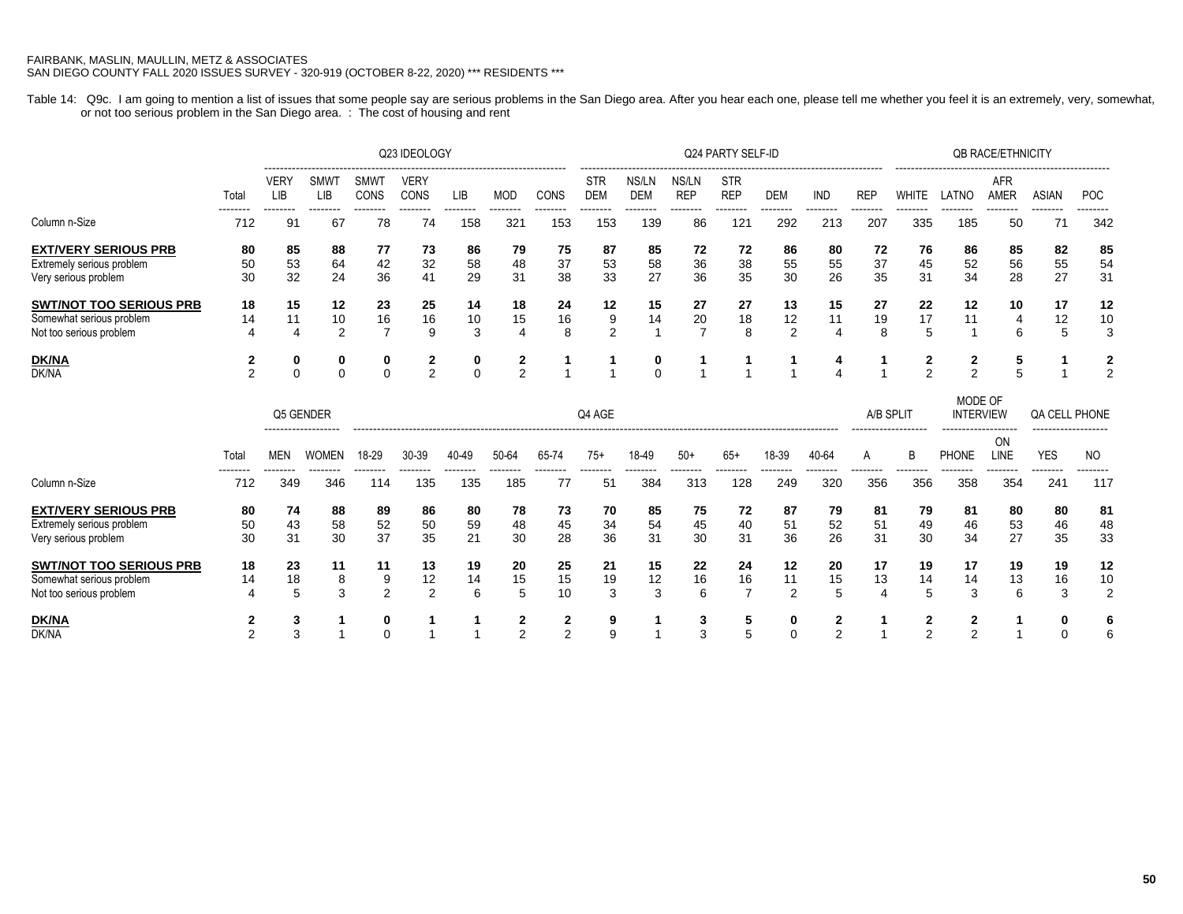FAIRBANK, MASLIN, MAULLIN, METZ & ASSOCIATES
SAN DIEGO COUNTY FALL 2020 ISSUES SURVEY - 320-919 (OCTOBER 8-22, 2020) *** RESIDENTS ***

Table 14: Q9c. I am going to mention a list of issues that some people say are serious problems in the San Diego area. After you hear each one, please tell me whether you feel it is an extremely, very, somewhat, or not too serious problem in the San Diego area. : The cost of housing and rent

| | | Q23 IDEOLOGY | | | | | | | Q24 PARTY SELF-ID | | | | | | | QB RACE/ETHNICITY | | | | |
|---|---|---|---|---|---|---|---|---|---|---|---|---|---|---|---|---|---|---|---|---|
| | Total | VERY LIB | SMWT LIB | SMWT CONS | VERY CONS | LIB | MOD | CONS | STR DEM | NS/LN DEM | NS/LN REP | STR REP | DEM | IND | REP | WHITE | LATNO | AFR AMER | ASIAN | POC |
| Column n-Size | 712 | 91 | 67 | 78 | 74 | 158 | 321 | 153 | 153 | 139 | 86 | 121 | 292 | 213 | 207 | 335 | 185 | 50 | 71 | 342 |
| **EXT/VERY SERIOUS PRB** | **80** | **85** | **88** | **77** | **73** | **86** | **79** | **75** | **87** | **85** | **72** | **72** | **86** | **80** | **72** | **76** | **86** | **85** | **82** | **85** |
| Extremely serious problem | 50 | 53 | 64 | 42 | 32 | 58 | 48 | 37 | 53 | 58 | 36 | 38 | 55 | 55 | 37 | 45 | 52 | 56 | 55 | 54 |
| Very serious problem | 30 | 32 | 24 | 36 | 41 | 29 | 31 | 38 | 33 | 27 | 36 | 35 | 30 | 26 | 35 | 31 | 34 | 28 | 27 | 31 |
| **SWT/NOT TOO SERIOUS PRB** | **18** | **15** | **12** | **23** | **25** | **14** | **18** | **24** | **12** | **15** | **27** | **27** | **13** | **15** | **27** | **22** | **12** | **10** | **17** | **12** |
| Somewhat serious problem | 14 | 11 | 10 | 16 | 16 | 10 | 15 | 16 | 9 | 14 | 20 | 18 | 12 | 11 | 19 | 17 | 11 | 4 | 12 | 10 |
| Not too serious problem | 4 | 4 | 2 | 7 | 9 | 3 | 4 | 8 | 2 | 1 | 7 | 8 | 2 | 4 | 8 | 5 | 1 | 6 | 5 | 3 |
| **DK/NA** | **2** | **0** | **0** | **0** | **2** | **0** | **2** | **1** | **1** | **0** | **1** | **1** | **1** | **4** | **1** | **2** | **2** | **5** | **1** | **2** |
| DK/NA | 2 | 0 | 0 | 0 | 2 | 0 | 2 | 1 | 1 | 0 | 1 | 1 | 1 | 4 | 1 | 2 | 2 | 5 | 1 | 2 |

| | | Q5 GENDER | | Q4 AGE | | | | | | | | | | | | A/B SPLIT | | MODE OF INTERVIEW | | QA CELL PHONE | |
|---|---|---|---|---|---|---|---|---|---|---|---|---|---|---|---|---|---|---|---|---|---|
| | Total | MEN | WOMEN | 18-29 | 30-39 | 40-49 | 50-64 | 65-74 | 75+ | 18-49 | 50+ | 65+ | 18-39 | 40-64 | | A | B | PHONE | ON LINE | YES | NO |
| Column n-Size | 712 | 349 | 346 | 114 | 135 | 135 | 185 | 77 | 51 | 384 | 313 | 128 | 249 | 320 | | 356 | 356 | 358 | 354 | 241 | 117 |
| **EXT/VERY SERIOUS PRB** | **80** | **74** | **88** | **89** | **86** | **80** | **78** | **73** | **70** | **85** | **75** | **72** | **87** | **79** | | **81** | **79** | **81** | **80** | **80** | **81** |
| Extremely serious problem | 50 | 43 | 58 | 52 | 50 | 59 | 48 | 45 | 34 | 54 | 45 | 40 | 51 | 52 | | 51 | 49 | 46 | 53 | 46 | 48 |
| Very serious problem | 30 | 31 | 30 | 37 | 35 | 21 | 30 | 28 | 36 | 31 | 30 | 31 | 36 | 26 | | 31 | 30 | 34 | 27 | 35 | 33 |
| **SWT/NOT TOO SERIOUS PRB** | **18** | **23** | **11** | **11** | **13** | **19** | **20** | **25** | **21** | **15** | **22** | **24** | **12** | **20** | | **17** | **19** | **17** | **19** | **19** | **12** |
| Somewhat serious problem | 14 | 18 | 8 | 9 | 12 | 14 | 15 | 15 | 19 | 12 | 16 | 16 | 11 | 15 | | 13 | 14 | 14 | 13 | 16 | 10 |
| Not too serious problem | 4 | 5 | 3 | 2 | 2 | 6 | 5 | 10 | 3 | 3 | 6 | 7 | 2 | 5 | | 4 | 5 | 3 | 6 | 3 | 2 |
| **DK/NA** | **2** | **3** | **1** | **0** | **1** | **1** | **2** | **2** | **9** | **1** | **3** | **5** | **0** | **2** | | **1** | **2** | **2** | **1** | **0** | **6** |
| DK/NA | 2 | 3 | 1 | 0 | 1 | 1 | 2 | 2 | 9 | 1 | 3 | 5 | 0 | 2 | | 1 | 2 | 2 | 1 | 0 | 6 |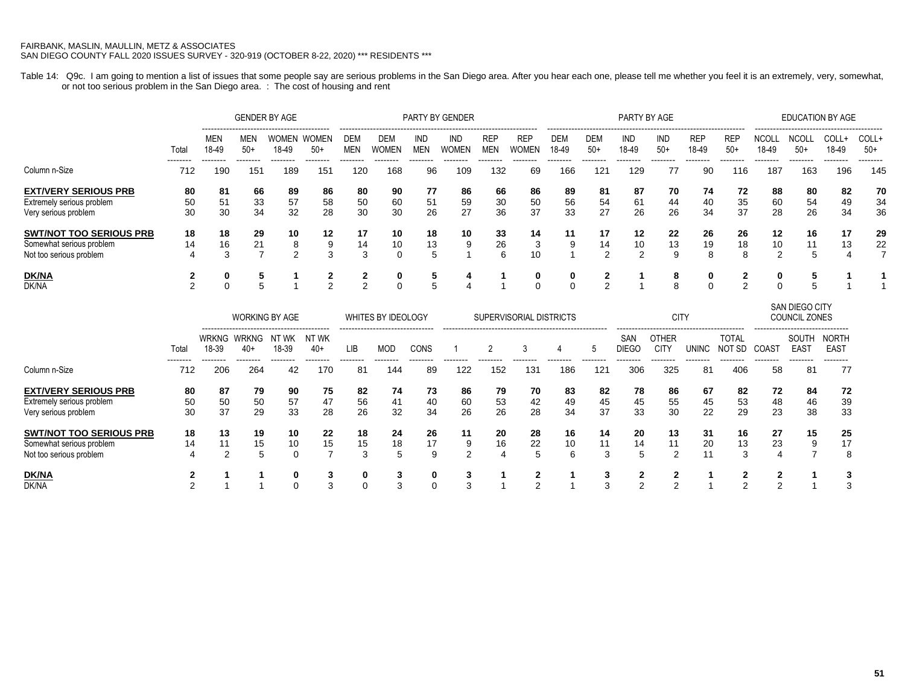FAIRBANK, MASLIN, MAULLIN, METZ & ASSOCIATES
SAN DIEGO COUNTY FALL 2020 ISSUES SURVEY - 320-919 (OCTOBER 8-22, 2020) *** RESIDENTS ***

Table 14: Q9c. I am going to mention a list of issues that some people say are serious problems in the San Diego area. After you hear each one, please tell me whether you feel it is an extremely, very, somewhat, or not too serious problem in the San Diego area. : The cost of housing and rent

| | | GENDER BY AGE | | | | PARTY BY GENDER | | | | | | PARTY BY AGE | | | | | | EDUCATION BY AGE | | | |
|---|---|---|---|---|---|---|---|---|---|---|---|---|---|---|---|---|---|---|---|---|---|
| | Total | MEN 18-49 | MEN 50+ | WOMEN 18-49 | WOMEN 50+ | DEM MEN | DEM WOMEN | IND MEN | IND WOMEN | REP MEN | REP WOMEN | DEM 18-49 | DEM 50+ | IND 18-49 | IND 50+ | REP 18-49 | REP 50+ | NCOLL 18-49 | NCOLL 50+ | COLL+ 18-49 | COLL+ 50+ |
| Column n-Size | 712 | 190 | 151 | 189 | 151 | 120 | 168 | 96 | 109 | 132 | 69 | 166 | 121 | 129 | 77 | 90 | 116 | 187 | 163 | 196 | 145 |
| **EXT/VERY SERIOUS PRB** | **80** | **81** | **66** | **89** | **86** | **80** | **90** | **77** | **86** | **66** | **86** | **89** | **81** | **87** | **70** | **74** | **72** | **88** | **80** | **82** | **70** |
| Extremely serious problem | 50 | 51 | 33 | 57 | 58 | 50 | 60 | 51 | 59 | 30 | 50 | 56 | 54 | 61 | 44 | 40 | 35 | 60 | 54 | 49 | 34 |
| Very serious problem | 30 | 30 | 34 | 32 | 28 | 30 | 30 | 26 | 27 | 36 | 37 | 33 | 27 | 26 | 26 | 34 | 37 | 28 | 26 | 34 | 36 |
| **SWT/NOT TOO SERIOUS PRB** | **18** | **18** | **29** | **10** | **12** | **17** | **10** | **18** | **10** | **33** | **14** | **11** | **17** | **12** | **22** | **26** | **26** | **12** | **16** | **17** | **29** |
| Somewhat serious problem | 14 | 16 | 21 | 8 | 9 | 14 | 10 | 13 | 9 | 26 | 3 | 9 | 14 | 10 | 13 | 19 | 18 | 10 | 11 | 13 | 22 |
| Not too serious problem | 4 | 3 | 7 | 2 | 3 | 3 | 0 | 5 | 1 | 6 | 10 | 1 | 2 | 2 | 9 | 8 | 8 | 2 | 5 | 4 | 7 |
| **DK/NA** | **2** | **0** | **5** | **1** | **2** | **2** | **0** | **5** | **4** | **1** | **0** | **0** | **2** | **1** | **8** | **0** | **2** | **0** | **5** | **1** | **1** |
| DK/NA | 2 | 0 | 5 | 1 | 2 | 2 | 0 | 5 | 4 | 1 | 0 | 0 | 2 | 1 | 8 | 0 | 2 | 0 | 5 | 1 | 1 |

| | | WORKING BY AGE | | | | WHITES BY IDEOLOGY | | | SUPERVISORIAL DISTRICTS | | | | | CITY | | | | SAN DIEGO CITY COUNCIL ZONES | | |
|---|---|---|---|---|---|---|---|---|---|---|---|---|---|---|---|---|---|---|---|---|
| | Total | WRKNG 18-39 | WRKNG 40+ | NT WK 18-39 | NT WK 40+ | LIB | MOD | CONS | 1 | 2 | 3 | 4 | 5 | SAN DIEGO | OTHER CITY | UNINC | TOTAL NOT SD | COAST | SOUTH EAST | NORTH EAST |
| Column n-Size | 712 | 206 | 264 | 42 | 170 | 81 | 144 | 89 | 122 | 152 | 131 | 186 | 121 | 306 | 325 | 81 | 406 | 58 | 81 | 77 |
| **EXT/VERY SERIOUS PRB** | **80** | **87** | **79** | **90** | **75** | **82** | **74** | **73** | **86** | **79** | **70** | **83** | **82** | **78** | **86** | **67** | **82** | **72** | **84** | **72** |
| Extremely serious problem | 50 | 50 | 50 | 57 | 47 | 56 | 41 | 40 | 60 | 53 | 42 | 49 | 45 | 45 | 55 | 45 | 53 | 48 | 46 | 39 |
| Very serious problem | 30 | 37 | 29 | 33 | 28 | 26 | 32 | 34 | 26 | 26 | 28 | 34 | 37 | 33 | 30 | 22 | 29 | 23 | 38 | 33 |
| **SWT/NOT TOO SERIOUS PRB** | **18** | **13** | **19** | **10** | **22** | **18** | **24** | **26** | **11** | **20** | **28** | **16** | **14** | **20** | **13** | **31** | **16** | **27** | **15** | **25** |
| Somewhat serious problem | 14 | 11 | 15 | 10 | 15 | 15 | 18 | 17 | 9 | 16 | 22 | 10 | 11 | 14 | 11 | 20 | 13 | 23 | 9 | 17 |
| Not too serious problem | 4 | 2 | 5 | 0 | 7 | 3 | 5 | 9 | 2 | 4 | 5 | 6 | 3 | 5 | 2 | 11 | 3 | 4 | 7 | 8 |
| **DK/NA** | **2** | **1** | **1** | **0** | **3** | **0** | **3** | **0** | **3** | **1** | **2** | **1** | **3** | **2** | **2** | **1** | **2** | **2** | **1** | **3** |
| DK/NA | 2 | 1 | 1 | 0 | 3 | 0 | 3 | 0 | 3 | 1 | 2 | 1 | 3 | 2 | 2 | 1 | 2 | 2 | 1 | 3 |